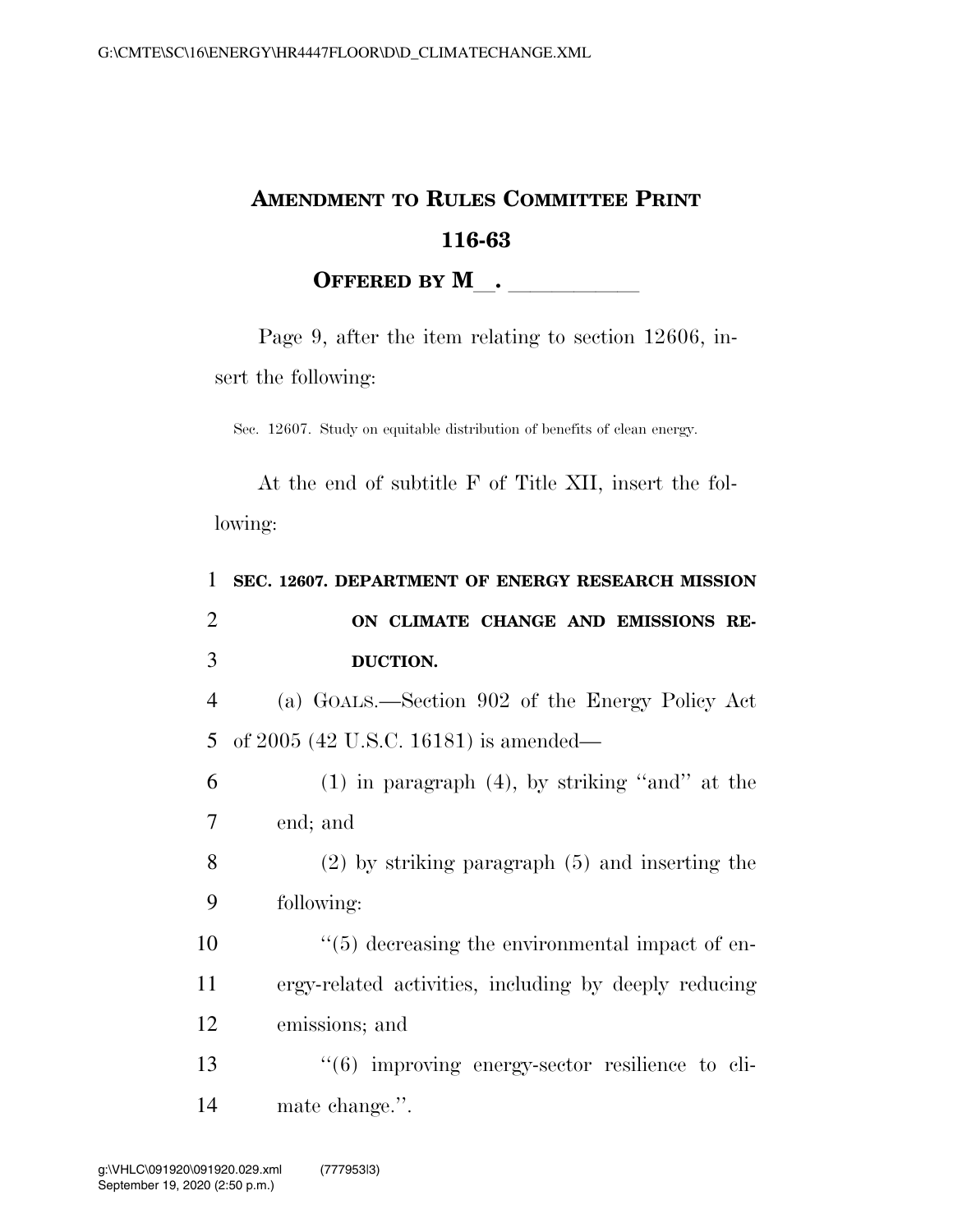# AMENDMENT TO RULES COMMITTEE PRINT 116-63

**OFFERED BY M\_\_. \_\_\_\_\_\_\_\_\_\_\_**

Page 9, after the item relating to section 12606, insert the following:

Sec. 12607. Study on equitable distribution of benefits of clean energy.

At the end of subtitle F of Title XII, insert the following:

1 **SEC. 12607. DEPARTMENT OF ENERGY RESEARCH MISSION**
2 **ON CLIMATE CHANGE AND EMISSIONS RE-**
3 **DUCTION.**

4 (a) GOALS.—Section 902 of the Energy Policy Act
5 of 2005 (42 U.S.C. 16181) is amended—

6 (1) in paragraph (4), by striking "and" at the
7 end; and

8 (2) by striking paragraph (5) and inserting the
9 following:

10 "(5) decreasing the environmental impact of en-
11 ergy-related activities, including by deeply reducing
12 emissions; and

13 "(6) improving energy-sector resilience to cli-
14 mate change.".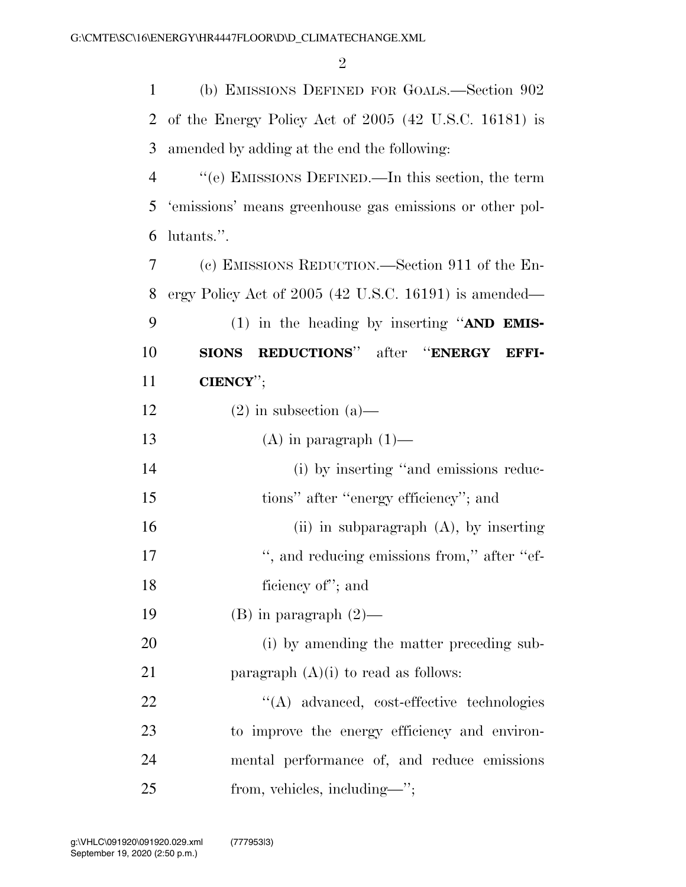(b) EMISSIONS DEFINED FOR GOALS.—Section 902 of the Energy Policy Act of 2005 (42 U.S.C. 16181) is amended by adding at the end the following:

"(e) EMISSIONS DEFINED.—In this section, the term 'emissions' means greenhouse gas emissions or other pollutants.".

(c) EMISSIONS REDUCTION.—Section 911 of the Energy Policy Act of 2005 (42 U.S.C. 16191) is amended—

(1) in the heading by inserting "**AND EMISSIONS REDUCTIONS**" after "**ENERGY EFFICIENCY**";

(2) in subsection (a)—

(A) in paragraph (1)—

(i) by inserting "and emissions reductions" after "energy efficiency"; and

(ii) in subparagraph (A), by inserting ", and reducing emissions from," after "efficiency of"; and

(B) in paragraph (2)—

(i) by amending the matter preceding subparagraph (A)(i) to read as follows:

"(A) advanced, cost-effective technologies to improve the energy efficiency and environmental performance of, and reduce emissions from, vehicles, including—";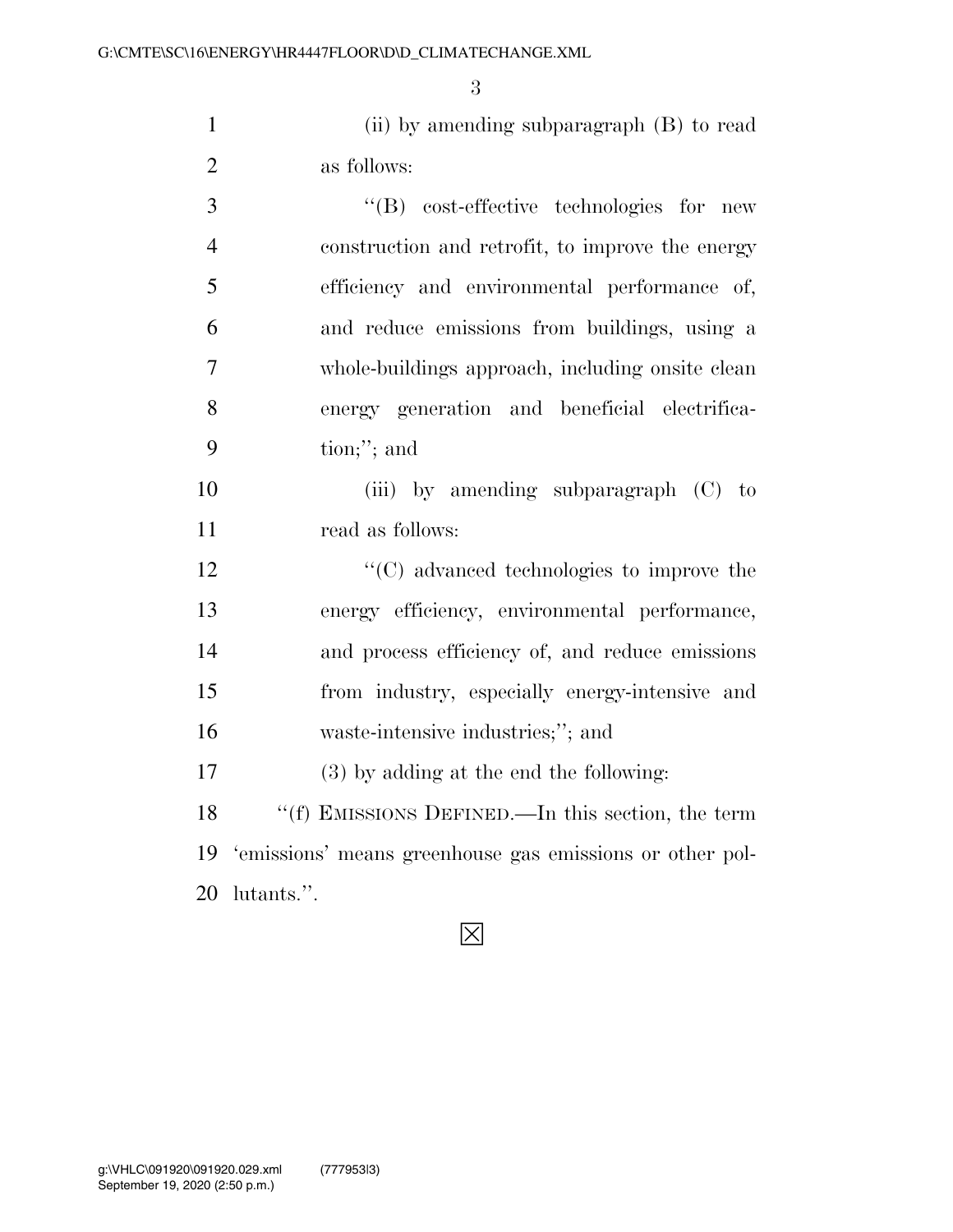(ii) by amending subparagraph (B) to read as follows:

"(B) cost-effective technologies for new construction and retrofit, to improve the energy efficiency and environmental performance of, and reduce emissions from buildings, using a whole-buildings approach, including onsite clean energy generation and beneficial electrification;"; and

(iii) by amending subparagraph (C) to read as follows:

"(C) advanced technologies to improve the energy efficiency, environmental performance, and process efficiency of, and reduce emissions from industry, especially energy-intensive and waste-intensive industries;"; and

(3) by adding at the end the following:

"(f) EMISSIONS DEFINED.—In this section, the term 'emissions' means greenhouse gas emissions or other pollutants.".